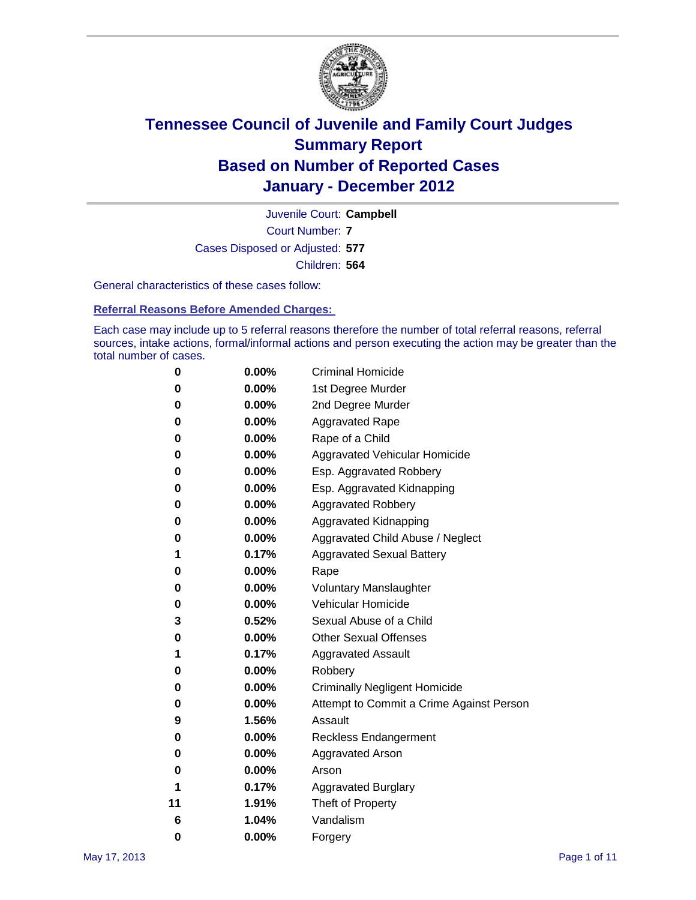# Tennessee Council of Juvenile and Family Court Judges
## Summary Report
## Based on Number of Reported Cases
## January - December 2012

Juvenile Court: **Campbell**

Court Number: **7**

Cases Disposed or Adjusted: **577**

Children: **564**

General characteristics of these cases follow:

### Referral Reasons Before Amended Charges:

Each case may include up to 5 referral reasons therefore the number of total referral reasons, referral sources, intake actions, formal/informal actions and person executing the action may be greater than the total number of cases.

| | | |
|---|---|---|
| 0 | 0.00% | Criminal Homicide |
| 0 | 0.00% | 1st Degree Murder |
| 0 | 0.00% | 2nd Degree Murder |
| 0 | 0.00% | Aggravated Rape |
| 0 | 0.00% | Rape of a Child |
| 0 | 0.00% | Aggravated Vehicular Homicide |
| 0 | 0.00% | Esp. Aggravated Robbery |
| 0 | 0.00% | Esp. Aggravated Kidnapping |
| 0 | 0.00% | Aggravated Robbery |
| 0 | 0.00% | Aggravated Kidnapping |
| 0 | 0.00% | Aggravated Child Abuse / Neglect |
| 1 | 0.17% | Aggravated Sexual Battery |
| 0 | 0.00% | Rape |
| 0 | 0.00% | Voluntary Manslaughter |
| 0 | 0.00% | Vehicular Homicide |
| 3 | 0.52% | Sexual Abuse of a Child |
| 0 | 0.00% | Other Sexual Offenses |
| 1 | 0.17% | Aggravated Assault |
| 0 | 0.00% | Robbery |
| 0 | 0.00% | Criminally Negligent Homicide |
| 0 | 0.00% | Attempt to Commit a Crime Against Person |
| 9 | 1.56% | Assault |
| 0 | 0.00% | Reckless Endangerment |
| 0 | 0.00% | Aggravated Arson |
| 0 | 0.00% | Arson |
| 1 | 0.17% | Aggravated Burglary |
| 11 | 1.91% | Theft of Property |
| 6 | 1.04% | Vandalism |
| 0 | 0.00% | Forgery |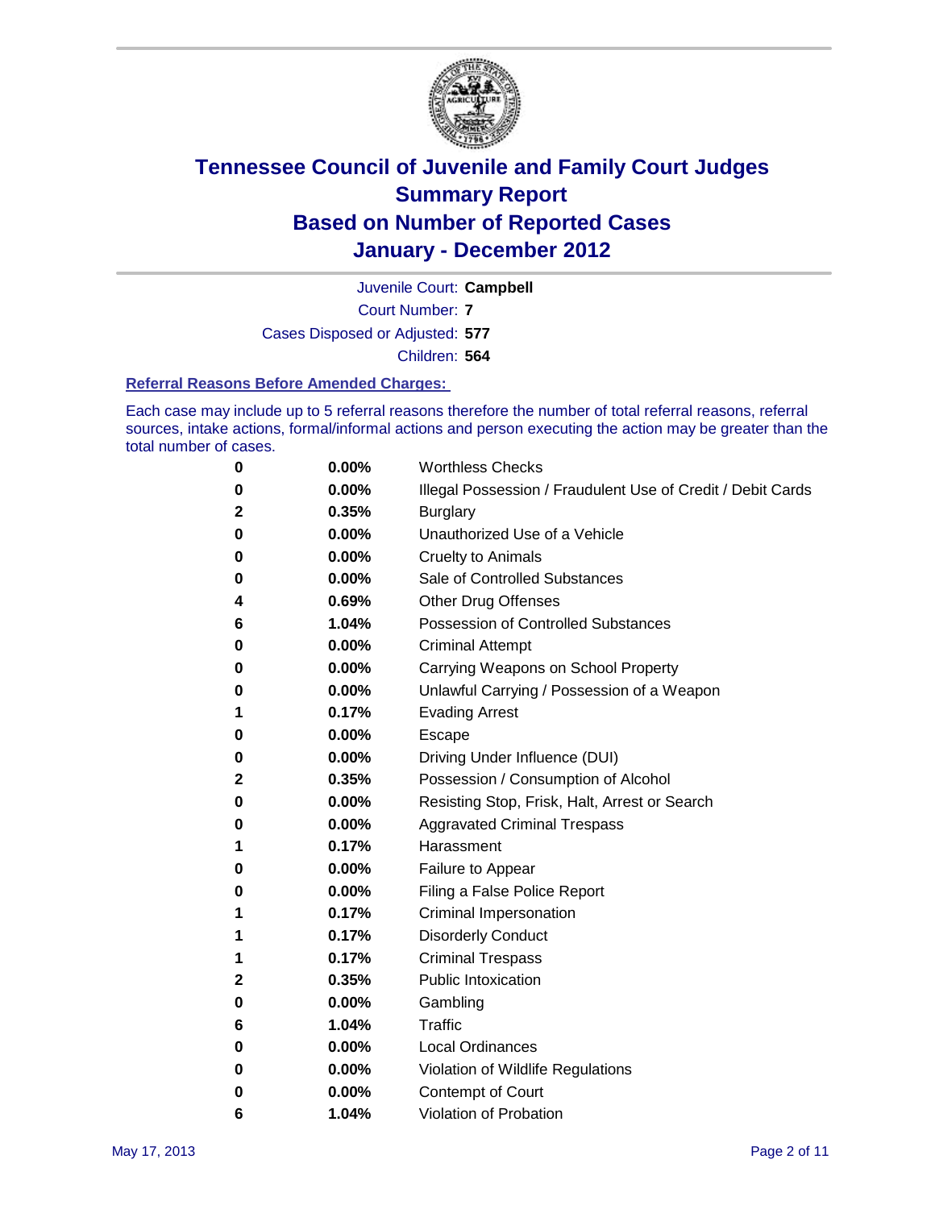# Tennessee Council of Juvenile and Family Court Judges
## Summary Report
## Based on Number of Reported Cases
## January - December 2012

Juvenile Court: **Campbell**

Court Number: **7**

Cases Disposed or Adjusted: **577**

Children: **564**

### Referral Reasons Before Amended Charges:

Each case may include up to 5 referral reasons therefore the number of total referral reasons, referral sources, intake actions, formal/informal actions and person executing the action may be greater than the total number of cases.

| Count | Percent | Referral Reason |
|---|---|---|
| 0 | 0.00% | Worthless Checks |
| 0 | 0.00% | Illegal Possession / Fraudulent Use of Credit / Debit Cards |
| 2 | 0.35% | Burglary |
| 0 | 0.00% | Unauthorized Use of a Vehicle |
| 0 | 0.00% | Cruelty to Animals |
| 0 | 0.00% | Sale of Controlled Substances |
| 4 | 0.69% | Other Drug Offenses |
| 6 | 1.04% | Possession of Controlled Substances |
| 0 | 0.00% | Criminal Attempt |
| 0 | 0.00% | Carrying Weapons on School Property |
| 0 | 0.00% | Unlawful Carrying / Possession of a Weapon |
| 1 | 0.17% | Evading Arrest |
| 0 | 0.00% | Escape |
| 0 | 0.00% | Driving Under Influence (DUI) |
| 2 | 0.35% | Possession / Consumption of Alcohol |
| 0 | 0.00% | Resisting Stop, Frisk, Halt, Arrest or Search |
| 0 | 0.00% | Aggravated Criminal Trespass |
| 1 | 0.17% | Harassment |
| 0 | 0.00% | Failure to Appear |
| 0 | 0.00% | Filing a False Police Report |
| 1 | 0.17% | Criminal Impersonation |
| 1 | 0.17% | Disorderly Conduct |
| 1 | 0.17% | Criminal Trespass |
| 2 | 0.35% | Public Intoxication |
| 0 | 0.00% | Gambling |
| 6 | 1.04% | Traffic |
| 0 | 0.00% | Local Ordinances |
| 0 | 0.00% | Violation of Wildlife Regulations |
| 0 | 0.00% | Contempt of Court |
| 6 | 1.04% | Violation of Probation |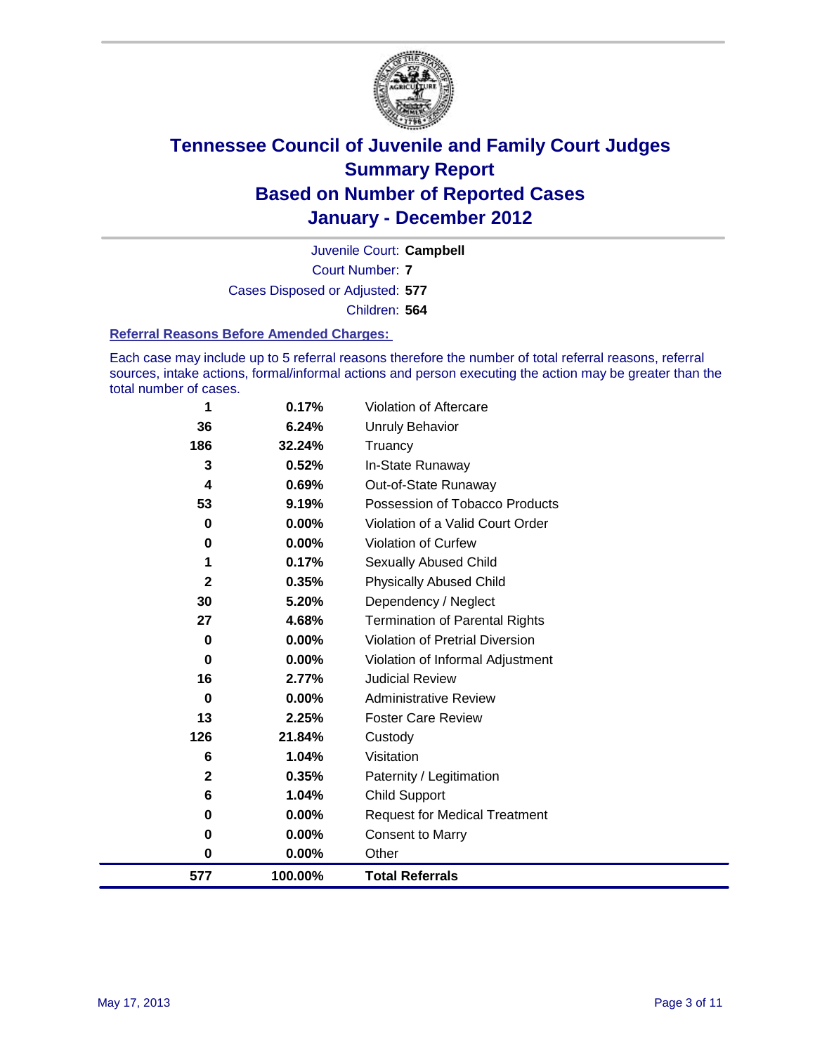# Tennessee Council of Juvenile and Family Court Judges
## Summary Report
## Based on Number of Reported Cases
## January - December 2012

Juvenile Court: **Campbell**

Court Number: **7**

Cases Disposed or Adjusted: **577**

Children: **564**

### Referral Reasons Before Amended Charges:

Each case may include up to 5 referral reasons therefore the number of total referral reasons, referral sources, intake actions, formal/informal actions and person executing the action may be greater than the total number of cases.

| Count | Percent | Referral Reason |
|---|---|---|
| 1 | 0.17% | Violation of Aftercare |
| 36 | 6.24% | Unruly Behavior |
| 186 | 32.24% | Truancy |
| 3 | 0.52% | In-State Runaway |
| 4 | 0.69% | Out-of-State Runaway |
| 53 | 9.19% | Possession of Tobacco Products |
| 0 | 0.00% | Violation of a Valid Court Order |
| 0 | 0.00% | Violation of Curfew |
| 1 | 0.17% | Sexually Abused Child |
| 2 | 0.35% | Physically Abused Child |
| 30 | 5.20% | Dependency / Neglect |
| 27 | 4.68% | Termination of Parental Rights |
| 0 | 0.00% | Violation of Pretrial Diversion |
| 0 | 0.00% | Violation of Informal Adjustment |
| 16 | 2.77% | Judicial Review |
| 0 | 0.00% | Administrative Review |
| 13 | 2.25% | Foster Care Review |
| 126 | 21.84% | Custody |
| 6 | 1.04% | Visitation |
| 2 | 0.35% | Paternity / Legitimation |
| 6 | 1.04% | Child Support |
| 0 | 0.00% | Request for Medical Treatment |
| 0 | 0.00% | Consent to Marry |
| 0 | 0.00% | Other |
| **577** | **100.00%** | **Total Referrals** |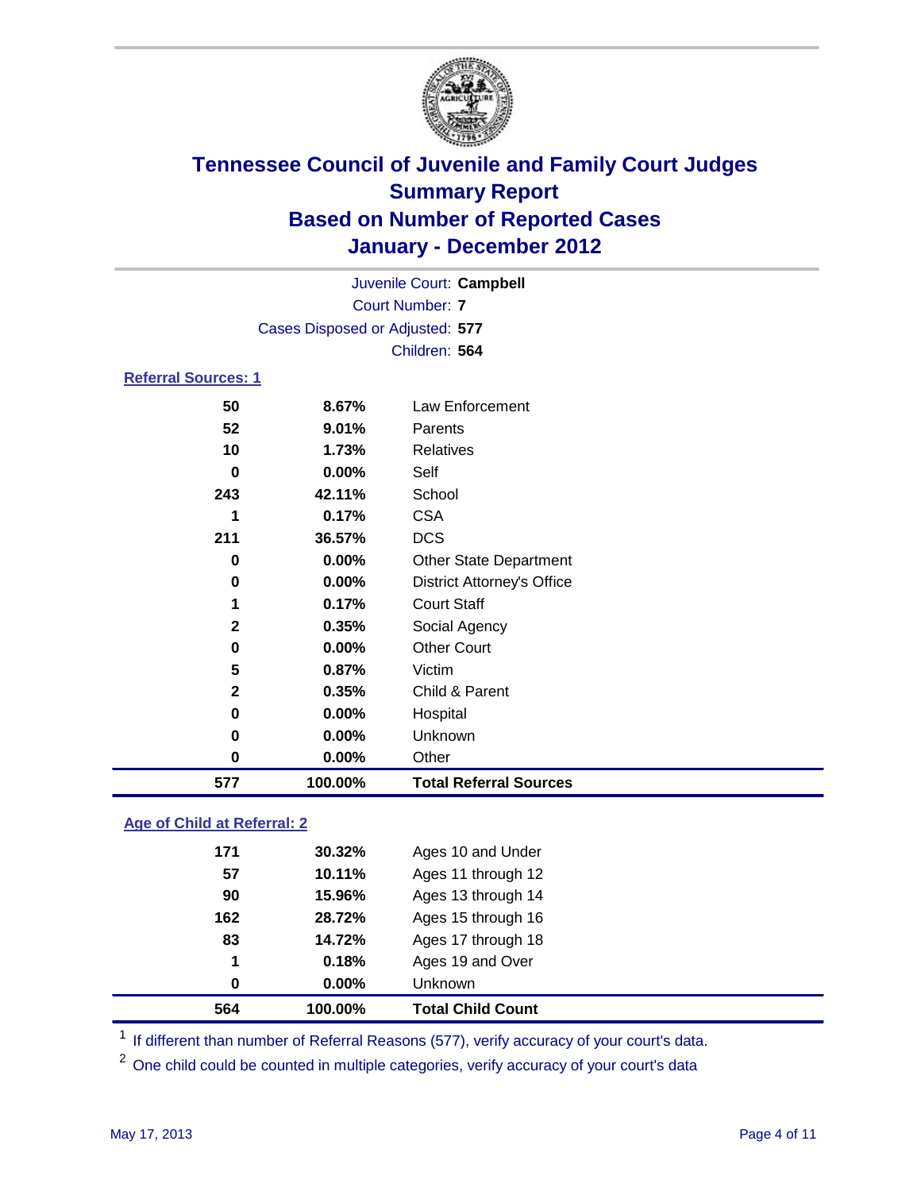# Tennessee Council of Juvenile and Family Court Judges
## Summary Report
## Based on Number of Reported Cases
## January - December 2012

Juvenile Court: **Campbell**
Court Number: **7**
Cases Disposed or Adjusted: **577**
Children: **564**

### Referral Sources: 1

| | | |
|---|---|---|
| **50** | **8.67%** | Law Enforcement |
| **52** | **9.01%** | Parents |
| **10** | **1.73%** | Relatives |
| **0** | **0.00%** | Self |
| **243** | **42.11%** | School |
| **1** | **0.17%** | CSA |
| **211** | **36.57%** | DCS |
| **0** | **0.00%** | Other State Department |
| **0** | **0.00%** | District Attorney's Office |
| **1** | **0.17%** | Court Staff |
| **2** | **0.35%** | Social Agency |
| **0** | **0.00%** | Other Court |
| **5** | **0.87%** | Victim |
| **2** | **0.35%** | Child & Parent |
| **0** | **0.00%** | Hospital |
| **0** | **0.00%** | Unknown |
| **0** | **0.00%** | Other |
| **577** | **100.00%** | **Total Referral Sources** |

### Age of Child at Referral: 2

| | | |
|---|---|---|
| **171** | **30.32%** | Ages 10 and Under |
| **57** | **10.11%** | Ages 11 through 12 |
| **90** | **15.96%** | Ages 13 through 14 |
| **162** | **28.72%** | Ages 15 through 16 |
| **83** | **14.72%** | Ages 17 through 18 |
| **1** | **0.18%** | Ages 19 and Over |
| **0** | **0.00%** | Unknown |
| **564** | **100.00%** | **Total Child Count** |

[1] If different than number of Referral Reasons (577), verify accuracy of your court's data.

[2] One child could be counted in multiple categories, verify accuracy of your court's data

May 17, 2013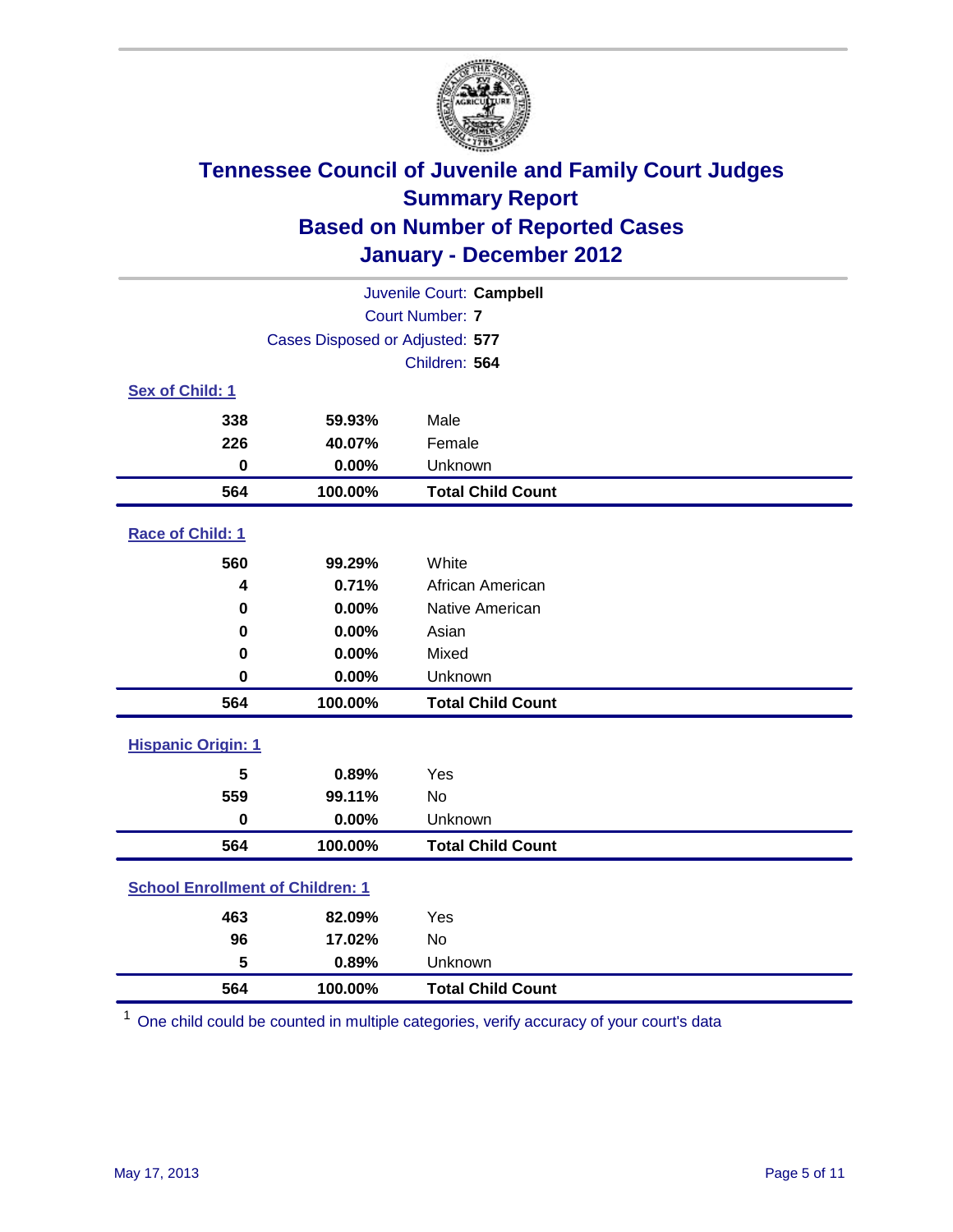# Tennessee Council of Juvenile and Family Court Judges
## Summary Report
## Based on Number of Reported Cases
## January - December 2012

Juvenile Court: **Campbell**
Court Number: **7**
Cases Disposed or Adjusted: **577**
Children: **564**

### Sex of Child: 1

| | | |
|---|---|---|
| 338 | 59.93% | Male |
| 226 | 40.07% | Female |
| 0 | 0.00% | Unknown |
| **564** | **100.00%** | **Total Child Count** |

### Race of Child: 1

| | | |
|---|---|---|
| 560 | 99.29% | White |
| 4 | 0.71% | African American |
| 0 | 0.00% | Native American |
| 0 | 0.00% | Asian |
| 0 | 0.00% | Mixed |
| 0 | 0.00% | Unknown |
| **564** | **100.00%** | **Total Child Count** |

### Hispanic Origin: 1

| | | |
|---|---|---|
| 5 | 0.89% | Yes |
| 559 | 99.11% | No |
| 0 | 0.00% | Unknown |
| **564** | **100.00%** | **Total Child Count** |

### School Enrollment of Children: 1

| | | |
|---|---|---|
| 463 | 82.09% | Yes |
| 96 | 17.02% | No |
| 5 | 0.89% | Unknown |
| **564** | **100.00%** | **Total Child Count** |

[1] One child could be counted in multiple categories, verify accuracy of your court's data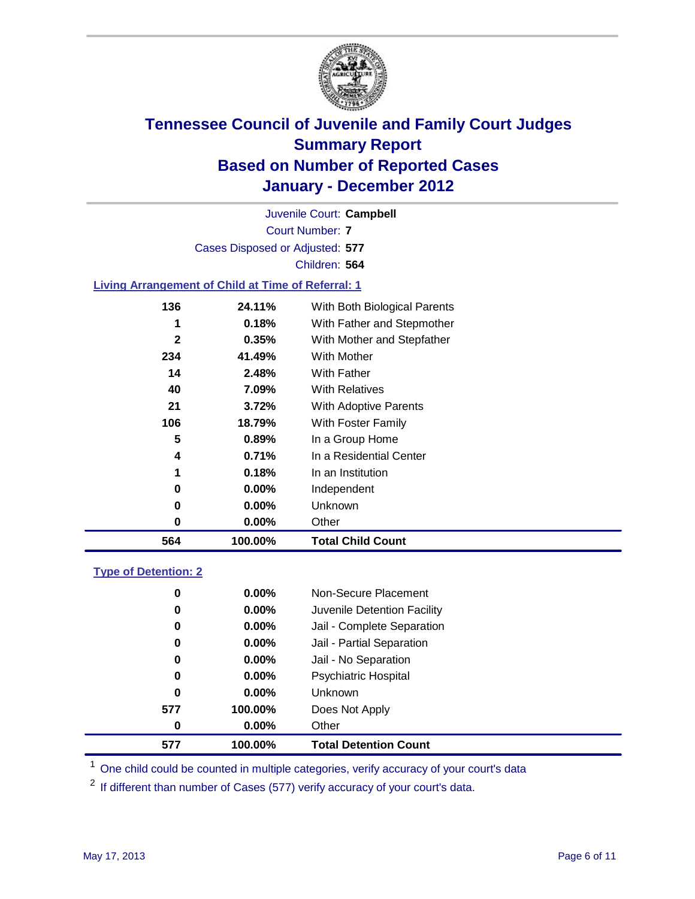# Tennessee Council of Juvenile and Family Court Judges
## Summary Report
## Based on Number of Reported Cases
## January - December 2012

Juvenile Court: **Campbell**

Court Number: **7**

Cases Disposed or Adjusted: **577**

Children: **564**

### Living Arrangement of Child at Time of Referral: 1

| | | |
|---|---|---|
| 136 | 24.11% | With Both Biological Parents |
| 1 | 0.18% | With Father and Stepmother |
| 2 | 0.35% | With Mother and Stepfather |
| 234 | 41.49% | With Mother |
| 14 | 2.48% | With Father |
| 40 | 7.09% | With Relatives |
| 21 | 3.72% | With Adoptive Parents |
| 106 | 18.79% | With Foster Family |
| 5 | 0.89% | In a Group Home |
| 4 | 0.71% | In a Residential Center |
| 1 | 0.18% | In an Institution |
| 0 | 0.00% | Independent |
| 0 | 0.00% | Unknown |
| 0 | 0.00% | Other |
| **564** | **100.00%** | **Total Child Count** |

### Type of Detention: 2

| | | |
|---|---|---|
| 0 | 0.00% | Non-Secure Placement |
| 0 | 0.00% | Juvenile Detention Facility |
| 0 | 0.00% | Jail - Complete Separation |
| 0 | 0.00% | Jail - Partial Separation |
| 0 | 0.00% | Jail - No Separation |
| 0 | 0.00% | Psychiatric Hospital |
| 0 | 0.00% | Unknown |
| 577 | 100.00% | Does Not Apply |
| 0 | 0.00% | Other |
| **577** | **100.00%** | **Total Detention Count** |

[1] One child could be counted in multiple categories, verify accuracy of your court's data

[2] If different than number of Cases (577) verify accuracy of your court's data.

May 17, 2013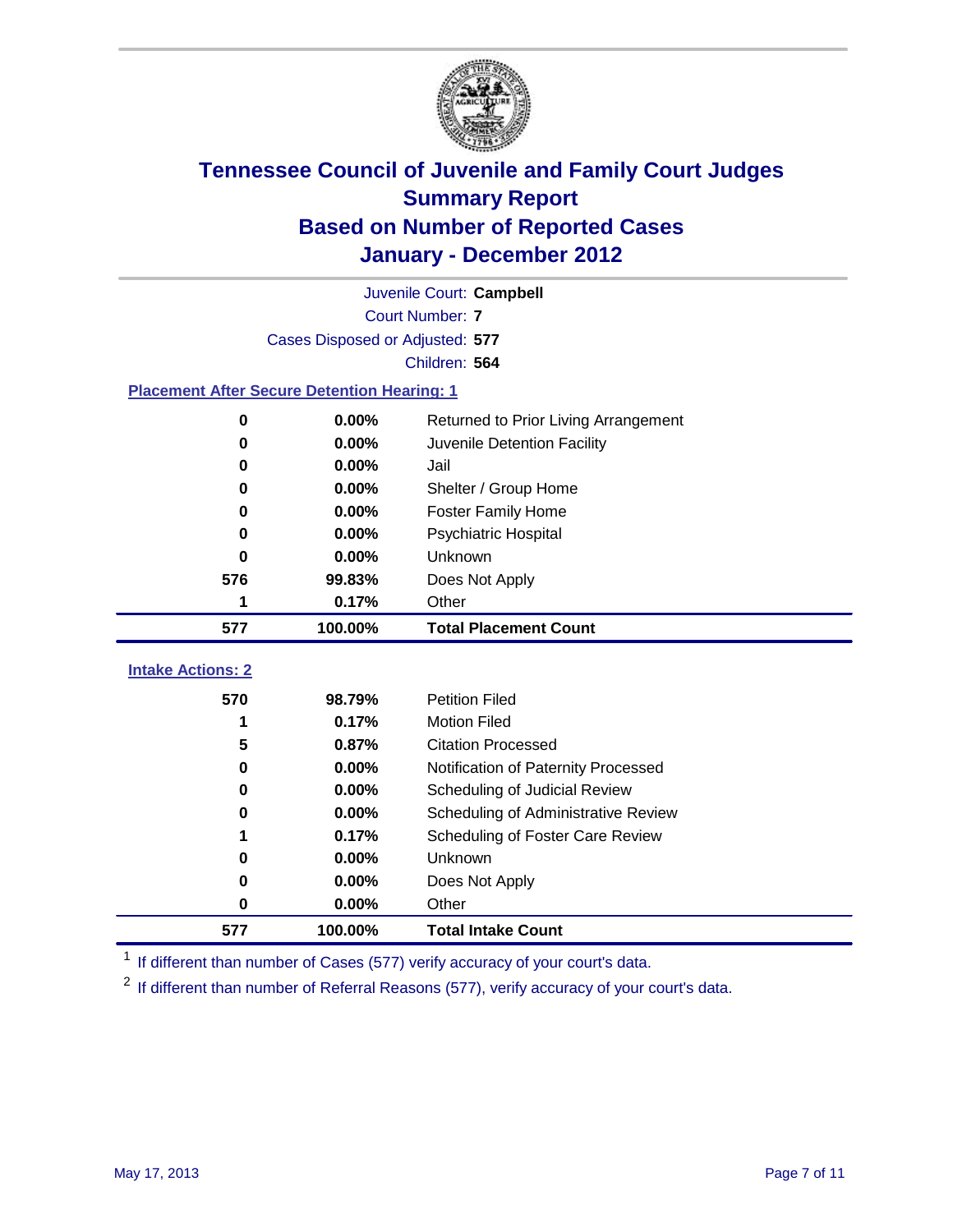# Tennessee Council of Juvenile and Family Court Judges
## Summary Report
## Based on Number of Reported Cases
## January - December 2012

Juvenile Court: **Campbell**

Court Number: **7**

Cases Disposed or Adjusted: **577**

Children: **564**

### Placement After Secure Detention Hearing: 1

| | | |
|---|---|---|
| 0 | 0.00% | Returned to Prior Living Arrangement |
| 0 | 0.00% | Juvenile Detention Facility |
| 0 | 0.00% | Jail |
| 0 | 0.00% | Shelter / Group Home |
| 0 | 0.00% | Foster Family Home |
| 0 | 0.00% | Psychiatric Hospital |
| 0 | 0.00% | Unknown |
| 576 | 99.83% | Does Not Apply |
| 1 | 0.17% | Other |
| **577** | **100.00%** | **Total Placement Count** |

### Intake Actions: 2

| | | |
|---|---|---|
| 570 | 98.79% | Petition Filed |
| 1 | 0.17% | Motion Filed |
| 5 | 0.87% | Citation Processed |
| 0 | 0.00% | Notification of Paternity Processed |
| 0 | 0.00% | Scheduling of Judicial Review |
| 0 | 0.00% | Scheduling of Administrative Review |
| 1 | 0.17% | Scheduling of Foster Care Review |
| 0 | 0.00% | Unknown |
| 0 | 0.00% | Does Not Apply |
| 0 | 0.00% | Other |
| **577** | **100.00%** | **Total Intake Count** |

[1] If different than number of Cases (577) verify accuracy of your court's data.

[2] If different than number of Referral Reasons (577), verify accuracy of your court's data.

May 17, 2013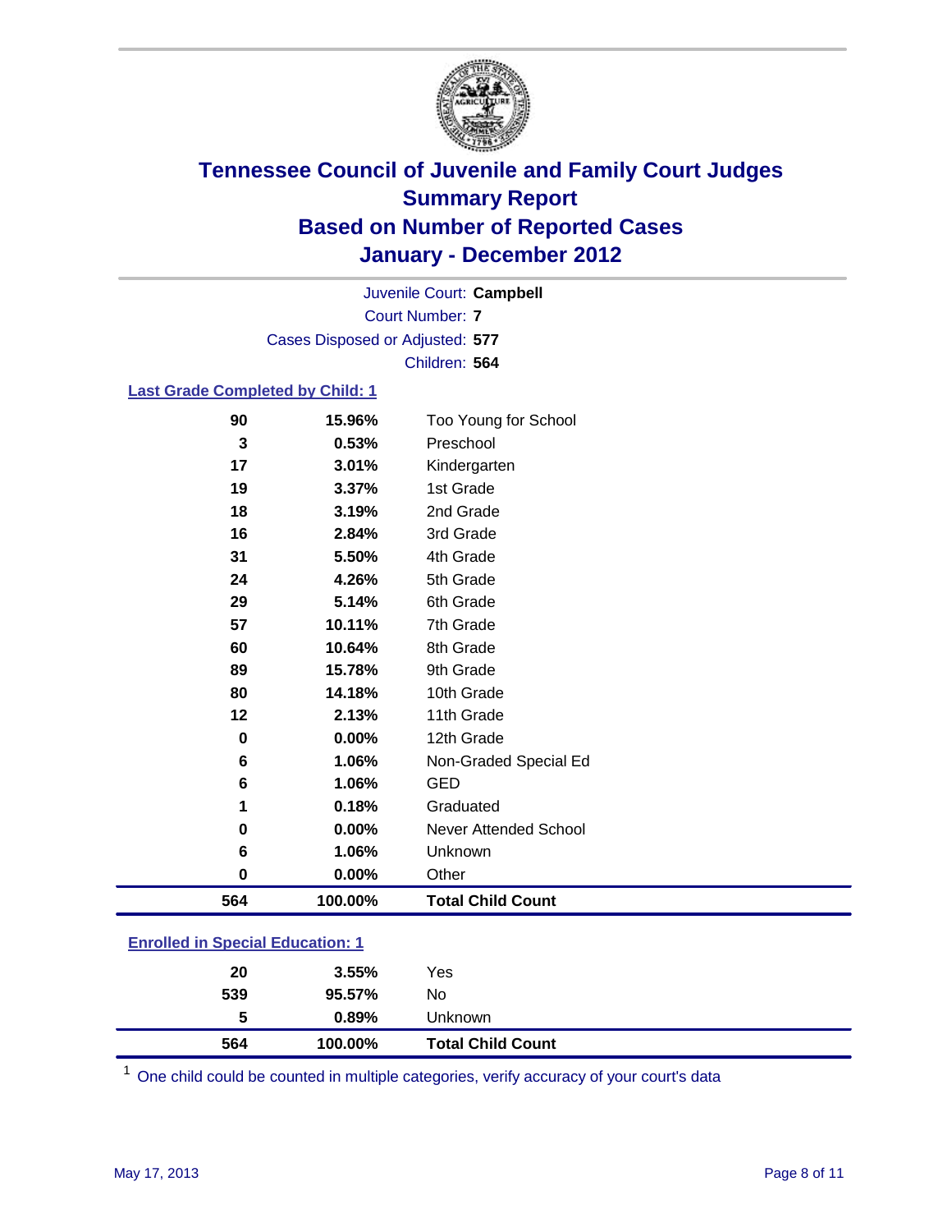# Tennessee Council of Juvenile and Family Court Judges
## Summary Report
## Based on Number of Reported Cases
## January - December 2012

Juvenile Court: **Campbell**
Court Number: **7**
Cases Disposed or Adjusted: **577**
Children: **564**

### Last Grade Completed by Child: 1

| Count | Percent | Category |
|---|---|---|
| 90 | 15.96% | Too Young for School |
| 3 | 0.53% | Preschool |
| 17 | 3.01% | Kindergarten |
| 19 | 3.37% | 1st Grade |
| 18 | 3.19% | 2nd Grade |
| 16 | 2.84% | 3rd Grade |
| 31 | 5.50% | 4th Grade |
| 24 | 4.26% | 5th Grade |
| 29 | 5.14% | 6th Grade |
| 57 | 10.11% | 7th Grade |
| 60 | 10.64% | 8th Grade |
| 89 | 15.78% | 9th Grade |
| 80 | 14.18% | 10th Grade |
| 12 | 2.13% | 11th Grade |
| 0 | 0.00% | 12th Grade |
| 6 | 1.06% | Non-Graded Special Ed |
| 6 | 1.06% | GED |
| 1 | 0.18% | Graduated |
| 0 | 0.00% | Never Attended School |
| 6 | 1.06% | Unknown |
| 0 | 0.00% | Other |
| **564** | **100.00%** | **Total Child Count** |

### Enrolled in Special Education: 1

| Count | Percent | Category |
|---|---|---|
| 20 | 3.55% | Yes |
| 539 | 95.57% | No |
| 5 | 0.89% | Unknown |
| **564** | **100.00%** | **Total Child Count** |

[1] One child could be counted in multiple categories, verify accuracy of your court's data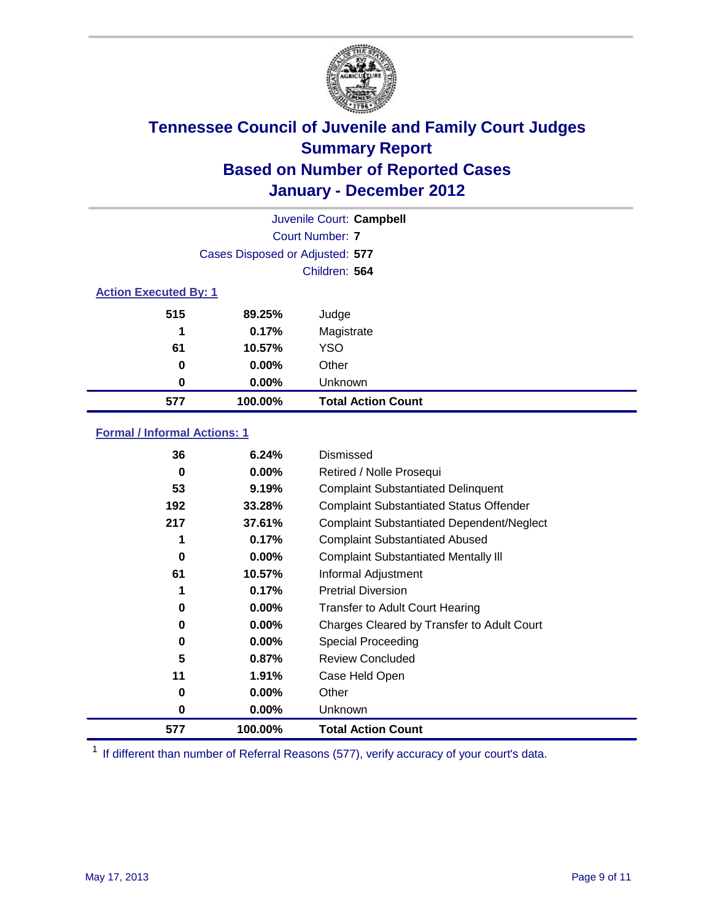# Tennessee Council of Juvenile and Family Court Judges
## Summary Report
## Based on Number of Reported Cases
## January - December 2012

Juvenile Court: **Campbell**

Court Number: **7**

Cases Disposed or Adjusted: **577**

Children: **564**

### Action Executed By: 1

| | | |
|---|---|---|
| 515 | 89.25% | Judge |
| 1 | 0.17% | Magistrate |
| 61 | 10.57% | YSO |
| 0 | 0.00% | Other |
| 0 | 0.00% | Unknown |
| **577** | **100.00%** | **Total Action Count** |

### Formal / Informal Actions: 1

| | | |
|---|---|---|
| 36 | 6.24% | Dismissed |
| 0 | 0.00% | Retired / Nolle Prosequi |
| 53 | 9.19% | Complaint Substantiated Delinquent |
| 192 | 33.28% | Complaint Substantiated Status Offender |
| 217 | 37.61% | Complaint Substantiated Dependent/Neglect |
| 1 | 0.17% | Complaint Substantiated Abused |
| 0 | 0.00% | Complaint Substantiated Mentally Ill |
| 61 | 10.57% | Informal Adjustment |
| 1 | 0.17% | Pretrial Diversion |
| 0 | 0.00% | Transfer to Adult Court Hearing |
| 0 | 0.00% | Charges Cleared by Transfer to Adult Court |
| 0 | 0.00% | Special Proceeding |
| 5 | 0.87% | Review Concluded |
| 11 | 1.91% | Case Held Open |
| 0 | 0.00% | Other |
| 0 | 0.00% | Unknown |
| **577** | **100.00%** | **Total Action Count** |

[1] If different than number of Referral Reasons (577), verify accuracy of your court's data.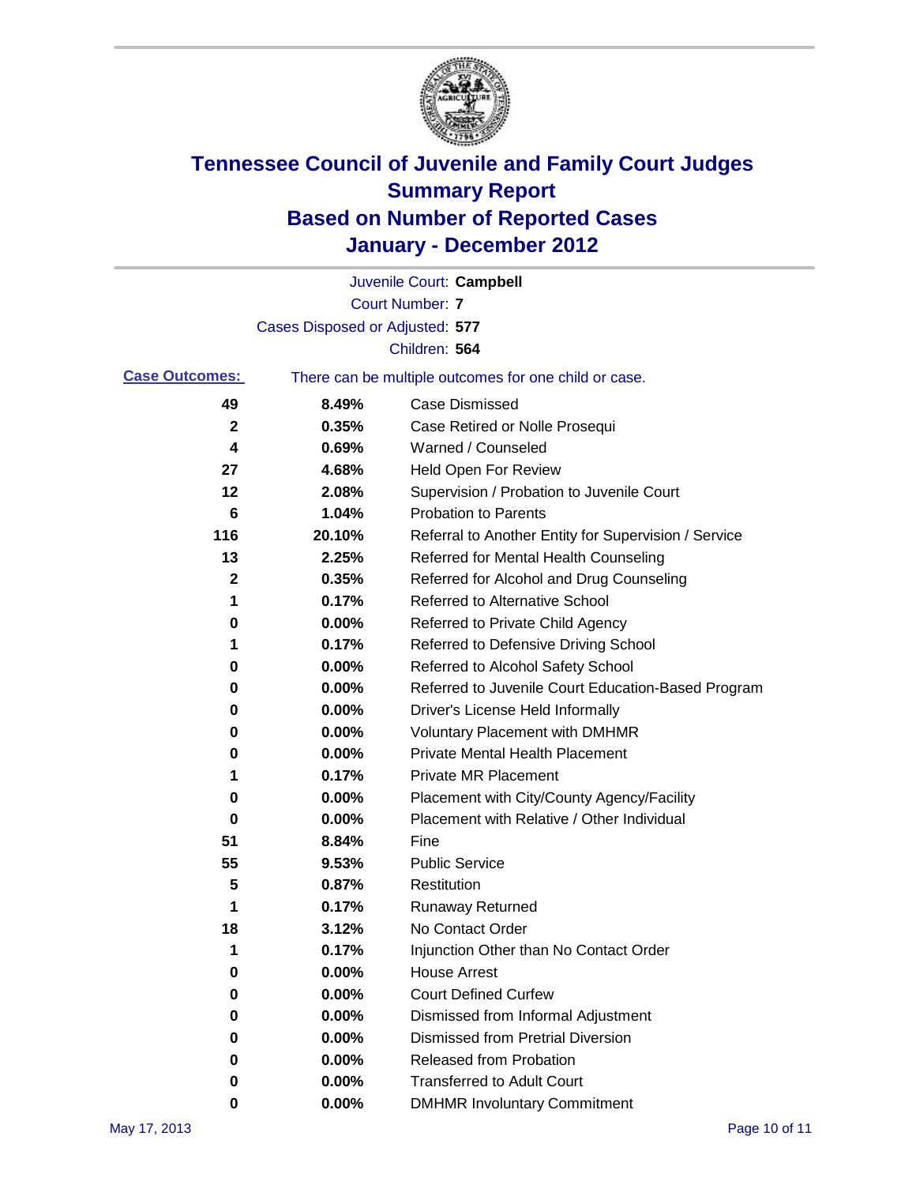# Tennessee Council of Juvenile and Family Court Judges
# Summary Report
# Based on Number of Reported Cases
# January - December 2012

Juvenile Court: **Campbell**

Court Number: **7**

Cases Disposed or Adjusted: **577**

Children: **564**

**Case Outcomes:** There can be multiple outcomes for one child or case.

| | | |
|---|---|---|
| 49 | 8.49% | Case Dismissed |
| 2 | 0.35% | Case Retired or Nolle Prosequi |
| 4 | 0.69% | Warned / Counseled |
| 27 | 4.68% | Held Open For Review |
| 12 | 2.08% | Supervision / Probation to Juvenile Court |
| 6 | 1.04% | Probation to Parents |
| 116 | 20.10% | Referral to Another Entity for Supervision / Service |
| 13 | 2.25% | Referred for Mental Health Counseling |
| 2 | 0.35% | Referred for Alcohol and Drug Counseling |
| 1 | 0.17% | Referred to Alternative School |
| 0 | 0.00% | Referred to Private Child Agency |
| 1 | 0.17% | Referred to Defensive Driving School |
| 0 | 0.00% | Referred to Alcohol Safety School |
| 0 | 0.00% | Referred to Juvenile Court Education-Based Program |
| 0 | 0.00% | Driver's License Held Informally |
| 0 | 0.00% | Voluntary Placement with DMHMR |
| 0 | 0.00% | Private Mental Health Placement |
| 1 | 0.17% | Private MR Placement |
| 0 | 0.00% | Placement with City/County Agency/Facility |
| 0 | 0.00% | Placement with Relative / Other Individual |
| 51 | 8.84% | Fine |
| 55 | 9.53% | Public Service |
| 5 | 0.87% | Restitution |
| 1 | 0.17% | Runaway Returned |
| 18 | 3.12% | No Contact Order |
| 1 | 0.17% | Injunction Other than No Contact Order |
| 0 | 0.00% | House Arrest |
| 0 | 0.00% | Court Defined Curfew |
| 0 | 0.00% | Dismissed from Informal Adjustment |
| 0 | 0.00% | Dismissed from Pretrial Diversion |
| 0 | 0.00% | Released from Probation |
| 0 | 0.00% | Transferred to Adult Court |
| 0 | 0.00% | DMHMR Involuntary Commitment |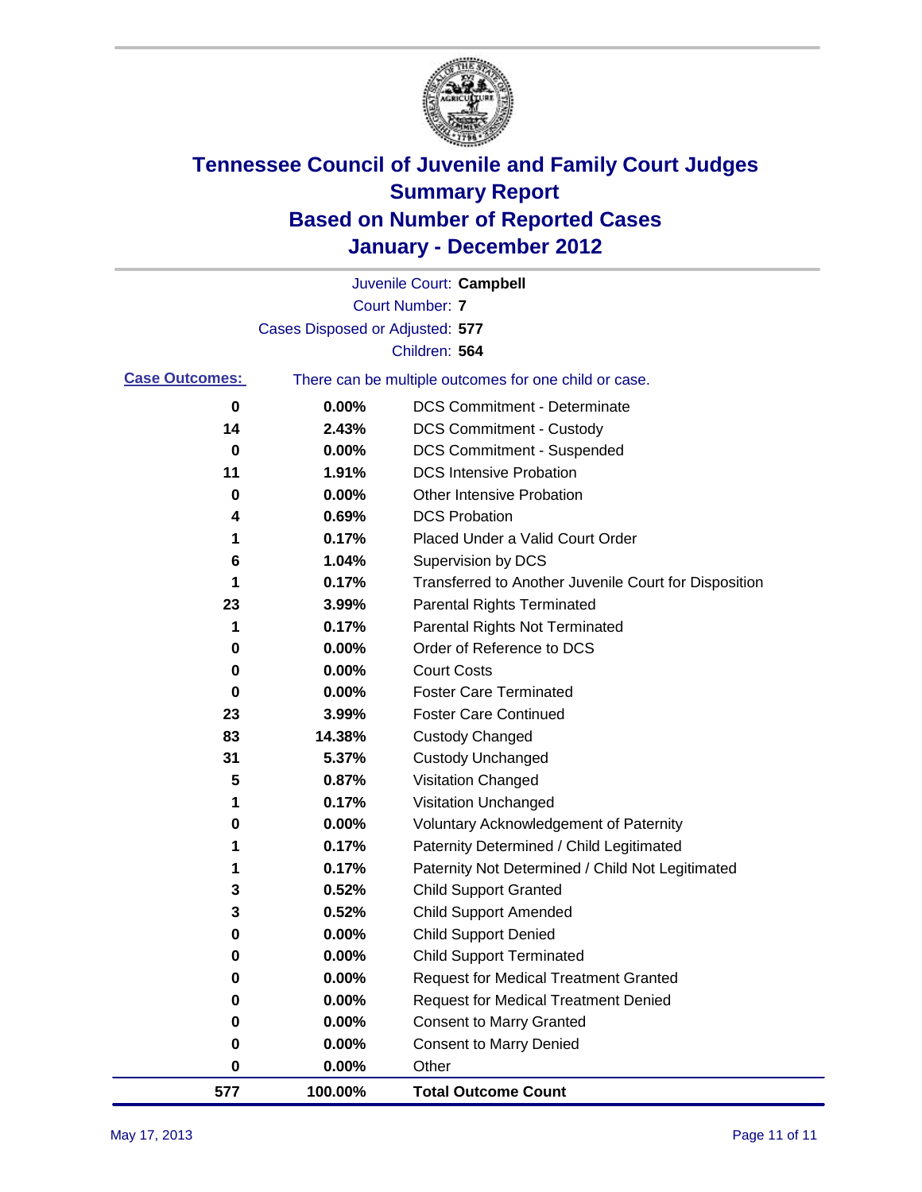# Tennessee Council of Juvenile and Family Court Judges
## Summary Report
## Based on Number of Reported Cases
## January - December 2012

Juvenile Court: **Campbell**

Court Number: **7**

Cases Disposed or Adjusted: **577**

Children: **564**

**Case Outcomes:** There can be multiple outcomes for one child or case.

| | | |
|---|---|---|
| 0 | 0.00% | DCS Commitment - Determinate |
| 14 | 2.43% | DCS Commitment - Custody |
| 0 | 0.00% | DCS Commitment - Suspended |
| 11 | 1.91% | DCS Intensive Probation |
| 0 | 0.00% | Other Intensive Probation |
| 4 | 0.69% | DCS Probation |
| 1 | 0.17% | Placed Under a Valid Court Order |
| 6 | 1.04% | Supervision by DCS |
| 1 | 0.17% | Transferred to Another Juvenile Court for Disposition |
| 23 | 3.99% | Parental Rights Terminated |
| 1 | 0.17% | Parental Rights Not Terminated |
| 0 | 0.00% | Order of Reference to DCS |
| 0 | 0.00% | Court Costs |
| 0 | 0.00% | Foster Care Terminated |
| 23 | 3.99% | Foster Care Continued |
| 83 | 14.38% | Custody Changed |
| 31 | 5.37% | Custody Unchanged |
| 5 | 0.87% | Visitation Changed |
| 1 | 0.17% | Visitation Unchanged |
| 0 | 0.00% | Voluntary Acknowledgement of Paternity |
| 1 | 0.17% | Paternity Determined / Child Legitimated |
| 1 | 0.17% | Paternity Not Determined / Child Not Legitimated |
| 3 | 0.52% | Child Support Granted |
| 3 | 0.52% | Child Support Amended |
| 0 | 0.00% | Child Support Denied |
| 0 | 0.00% | Child Support Terminated |
| 0 | 0.00% | Request for Medical Treatment Granted |
| 0 | 0.00% | Request for Medical Treatment Denied |
| 0 | 0.00% | Consent to Marry Granted |
| 0 | 0.00% | Consent to Marry Denied |
| 0 | 0.00% | Other |
| **577** | **100.00%** | **Total Outcome Count** |